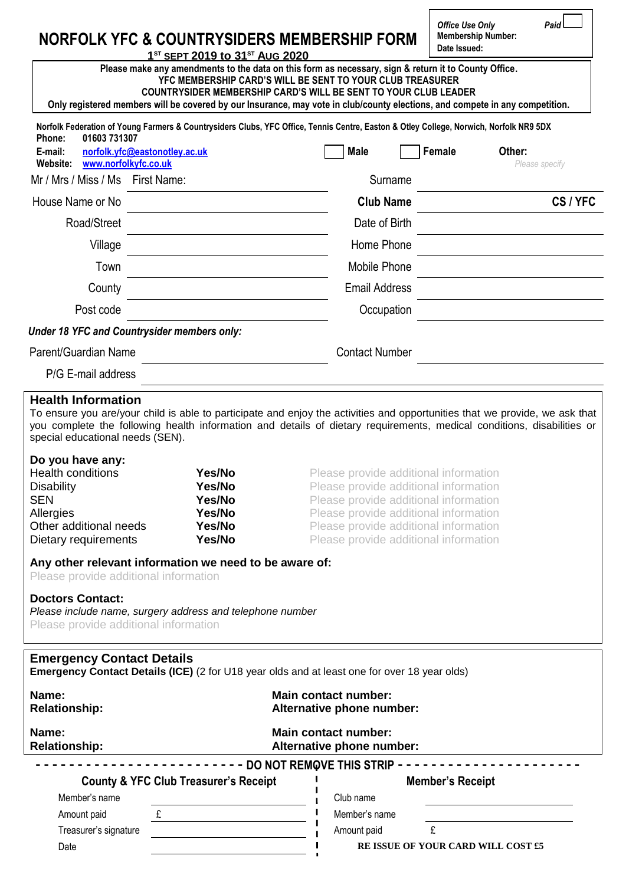# NORFOLK YFC & COUNTRYSIDERS MEMBERSHIP FORM

**1ST SEPT 2019 to 31ST AUG 2020**

*Office Use Only* **Membership Number:** **Date Issued:** *Paid* ☐

**Please make any amendments to the data on this form as necessary, sign & return it to County Office.**
**YFC MEMBERSHIP CARD'S WILL BE SENT TO YOUR CLUB TREASURER**
**COUNTRYSIDER MEMBERSHIP CARD'S WILL BE SENT TO YOUR CLUB LEADER**
**Only registered members will be covered by our Insurance, may vote in club/county elections, and compete in any competition.**

**Norfolk Federation of Young Farmers & Countrysiders Clubs, YFC Office, Tennis Centre, Easton & Otley College, Norwich, Norfolk NR9 5DX**
**Phone:** 01603 731307
**E-mail:** norfolk.yfc@eastonotley.ac.uk
**Website:** www.norfolkyfc.co.uk

☐ **Male** ☐ **Female** **Other:** *Please specify*

| | | | |
|---|---|---|---|
| Mr / Mrs / Miss / Ms First Name: | | Surname | |
| House Name or No | | **Club Name** | **CS / YFC** |
| Road/Street | | Date of Birth | |
| Village | | Home Phone | |
| Town | | Mobile Phone | |
| County | | Email Address | |
| Post code | | Occupation | |

***Under 18 YFC and Countrysider members only:***

| | | | |
|---|---|---|---|
| Parent/Guardian Name | | Contact Number | |
| P/G E-mail address | | | |

## Health Information

To ensure you are/your child is able to participate and enjoy the activities and opportunities that we provide, we ask that you complete the following health information and details of dietary requirements, medical conditions, disabilities or special educational needs (SEN).

**Do you have any:**

| | | |
|---|---|---|
| Health conditions | **Yes/No** | Please provide additional information |
| Disability | **Yes/No** | Please provide additional information |
| SEN | **Yes/No** | Please provide additional information |
| Allergies | **Yes/No** | Please provide additional information |
| Other additional needs | **Yes/No** | Please provide additional information |
| Dietary requirements | **Yes/No** | Please provide additional information |

**Any other relevant information we need to be aware of:**
Please provide additional information

**Doctors Contact:**
*Please include name, surgery address and telephone number*
Please provide additional information

## Emergency Contact Details

**Emergency Contact Details (ICE)** (2 for U18 year olds and at least one for over 18 year olds)

| | |
|---|---|
| **Name:** | **Main contact number:** |
| **Relationship:** | **Alternative phone number:** |
| **Name:** | **Main contact number:** |
| **Relationship:** | **Alternative phone number:** |

- - - - - - - - - - - - DO NOT REMOVE THIS STRIP - - - - - - - - - - - -

**County & YFC Club Treasurer's Receipt**

| | |
|---|---|
| Member's name | |
| Amount paid | £ |
| Treasurer's signature | |
| Date | |

**Member's Receipt**

| | |
|---|---|
| Club name | |
| Member's name | |
| Amount paid | £ |

**RE ISSUE OF YOUR CARD WILL COST £5**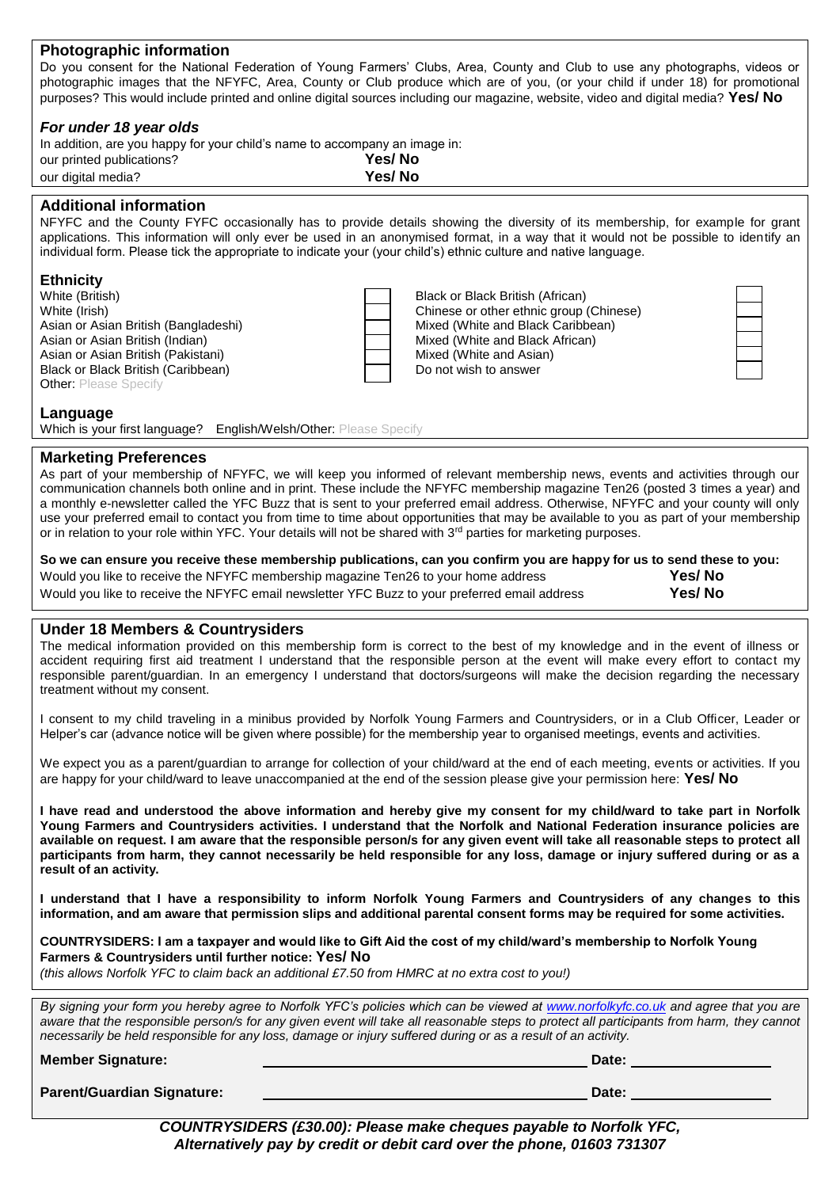## Photographic information

Do you consent for the National Federation of Young Farmers' Clubs, Area, County and Club to use any photographs, videos or photographic images that the NFYFC, Area, County or Club produce which are of you, (or your child if under 18) for promotional purposes? This would include printed and online digital sources including our magazine, website, video and digital media? **Yes/ No**

### *For under 18 year olds*

In addition, are you happy for your child's name to accompany an image in:

| | |
|---|---|
| our printed publications? | **Yes/ No** |
| our digital media? | **Yes/ No** |

## Additional information

NFYFC and the County FYFC occasionally has to provide details showing the diversity of its membership, for example for grant applications. This information will only ever be used in an anonymised format, in a way that it would not be possible to identify an individual form. Please tick the appropriate to indicate your (your child's) ethnic culture and native language.

### Ethnicity

| | | | |
|---|---|---|---|
| White (British) | ☐ | Black or Black British (African) | ☐ |
| White (Irish) | ☐ | Chinese or other ethnic group (Chinese) | ☐ |
| Asian or Asian British (Bangladeshi) | ☐ | Mixed (White and Black Caribbean) | ☐ |
| Asian or Asian British (Indian) | ☐ | Mixed (White and Black African) | ☐ |
| Asian or Asian British (Pakistani) | ☐ | Mixed (White and Asian) | ☐ |
| Black or Black British (Caribbean) | ☐ | Do not wish to answer | ☐ |

Other: Please Specify

### Language

Which is your first language? English/Welsh/Other: Please Specify

## Marketing Preferences

As part of your membership of NFYFC, we will keep you informed of relevant membership news, events and activities through our communication channels both online and in print. These include the NFYFC membership magazine Ten26 (posted 3 times a year) and a monthly e-newsletter called the YFC Buzz that is sent to your preferred email address. Otherwise, NFYFC and your county will only use your preferred email to contact you from time to time about opportunities that may be available to you as part of your membership or in relation to your role within YFC. Your details will not be shared with 3rd parties for marketing purposes.

**So we can ensure you receive these membership publications, can you confirm you are happy for us to send these to you:**

| | |
|---|---|
| Would you like to receive the NFYFC membership magazine Ten26 to your home address | **Yes/ No** |
| Would you like to receive the NFYFC email newsletter YFC Buzz to your preferred email address | **Yes/ No** |

## Under 18 Members & Countrysiders

The medical information provided on this membership form is correct to the best of my knowledge and in the event of illness or accident requiring first aid treatment I understand that the responsible person at the event will make every effort to contact my responsible parent/guardian. In an emergency I understand that doctors/surgeons will make the decision regarding the necessary treatment without my consent.

I consent to my child traveling in a minibus provided by Norfolk Young Farmers and Countrysiders, or in a Club Officer, Leader or Helper's car (advance notice will be given where possible) for the membership year to organised meetings, events and activities.

We expect you as a parent/guardian to arrange for collection of your child/ward at the end of each meeting, events or activities. If you are happy for your child/ward to leave unaccompanied at the end of the session please give your permission here: **Yes/ No**

**I have read and understood the above information and hereby give my consent for my child/ward to take part in Norfolk Young Farmers and Countrysiders activities. I understand that the Norfolk and National Federation insurance policies are available on request. I am aware that the responsible person/s for any given event will take all reasonable steps to protect all participants from harm, they cannot necessarily be held responsible for any loss, damage or injury suffered during or as a result of an activity.**

**I understand that I have a responsibility to inform Norfolk Young Farmers and Countrysiders of any changes to this information, and am aware that permission slips and additional parental consent forms may be required for some activities.**

**COUNTRYSIDERS: I am a taxpayer and would like to Gift Aid the cost of my child/ward's membership to Norfolk Young Farmers & Countrysiders until further notice: Yes/ No**

*(this allows Norfolk YFC to claim back an additional £7.50 from HMRC at no extra cost to you!)*

*By signing your form you hereby agree to Norfolk YFC's policies which can be viewed at www.norfolkyfc.co.uk and agree that you are aware that the responsible person/s for any given event will take all reasonable steps to protect all participants from harm, they cannot necessarily be held responsible for any loss, damage or injury suffered during or as a result of an activity.*

**Member Signature:** ______________________ **Date:** ____________

**Parent/Guardian Signature:** ______________________ **Date:** ____________

***COUNTRYSIDERS (£30.00): Please make cheques payable to Norfolk YFC,***
***Alternatively pay by credit or debit card over the phone, 01603 731307***